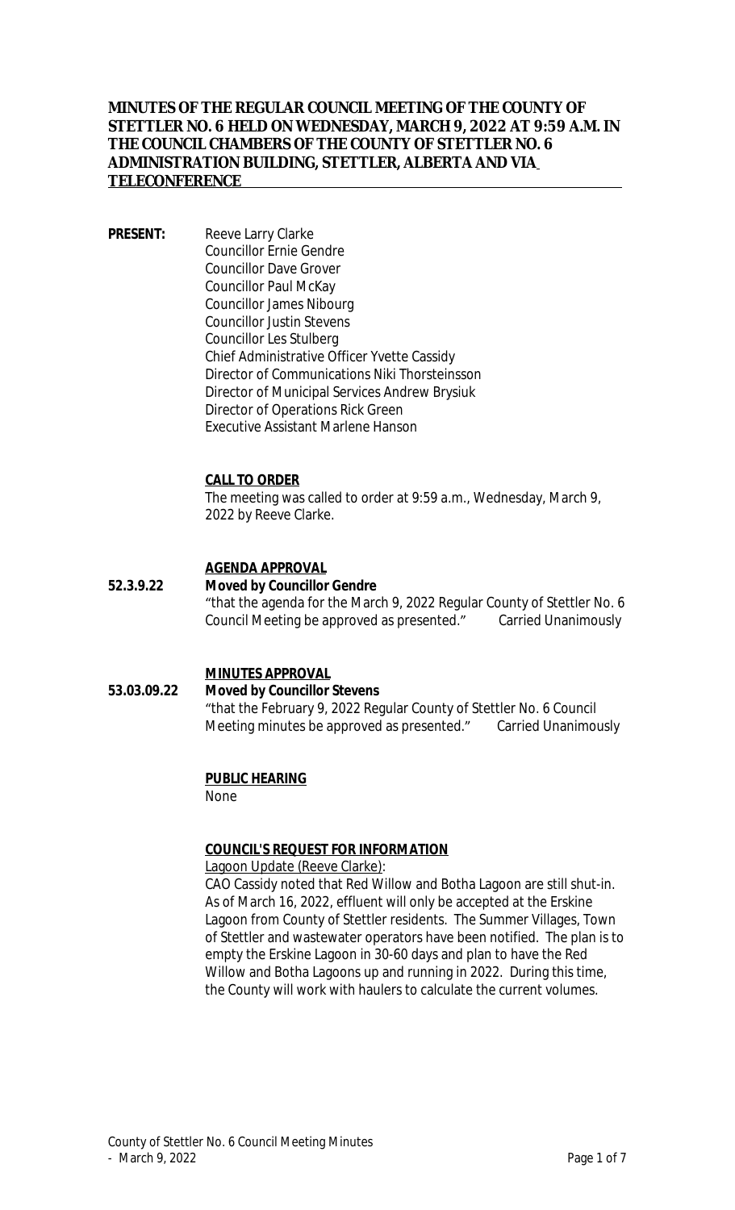# MINUTES OF THE REGULAR COUNCIL MEETING OF THE COUNTY OF STETTLER NO. 6 HELD ON WEDNESDAY, MARCH 9, 2022 AT 9:59 A.M. IN THE COUNCIL CHAMBERS OF THE COUNTY OF STETTLER NO. 6 ADMINISTRATION BUILDING, STETTLER, ALBERTA AND VIA TELECONFERENCE

**PRESENT:**
Reeve Larry Clarke
Councillor Ernie Gendre
Councillor Dave Grover
Councillor Paul McKay
Councillor James Nibourg
Councillor Justin Stevens
Councillor Les Stulberg
Chief Administrative Officer Yvette Cassidy
Director of Communications Niki Thorsteinsson
Director of Municipal Services Andrew Brysiuk
Director of Operations Rick Green
Executive Assistant Marlene Hanson

## CALL TO ORDER

The meeting was called to order at 9:59 a.m., Wednesday, March 9, 2022 by Reeve Clarke.

## AGENDA APPROVAL

**52.3.9.22** **Moved by Councillor Gendre**

"that the agenda for the March 9, 2022 Regular County of Stettler No. 6 Council Meeting be approved as presented." Carried Unanimously

## MINUTES APPROVAL

**53.03.09.22** **Moved by Councillor Stevens**

"that the February 9, 2022 Regular County of Stettler No. 6 Council Meeting minutes be approved as presented." Carried Unanimously

## PUBLIC HEARING

None

## COUNCIL'S REQUEST FOR INFORMATION

Lagoon Update (Reeve Clarke):

CAO Cassidy noted that Red Willow and Botha Lagoon are still shut-in. As of March 16, 2022, effluent will only be accepted at the Erskine Lagoon from County of Stettler residents. The Summer Villages, Town of Stettler and wastewater operators have been notified. The plan is to empty the Erskine Lagoon in 30-60 days and plan to have the Red Willow and Botha Lagoons up and running in 2022. During this time, the County will work with haulers to calculate the current volumes.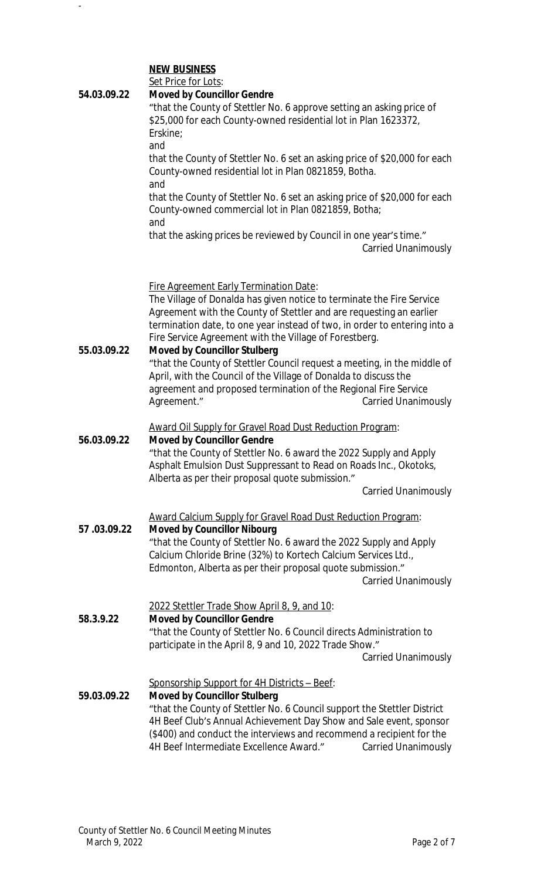**NEW BUSINESS**

Set Price for Lots:

**54.03.09.22** **Moved by Councillor Gendre**

"that the County of Stettler No. 6 approve setting an asking price of $25,000 for each County-owned residential lot in Plan 1623372, Erskine;

and

that the County of Stettler No. 6 set an asking price of $20,000 for each County-owned residential lot in Plan 0821859, Botha.

and

that the County of Stettler No. 6 set an asking price of $20,000 for each County-owned commercial lot in Plan 0821859, Botha;

and

that the asking prices be reviewed by Council in one year's time."

Carried Unanimously

Fire Agreement Early Termination Date:

The Village of Donalda has given notice to terminate the Fire Service Agreement with the County of Stettler and are requesting an earlier termination date, to one year instead of two, in order to entering into a Fire Service Agreement with the Village of Forestberg.

**55.03.09.22** **Moved by Councillor Stulberg**

"that the County of Stettler Council request a meeting, in the middle of April, with the Council of the Village of Donalda to discuss the agreement and proposed termination of the Regional Fire Service Agreement."

Carried Unanimously

Award Oil Supply for Gravel Road Dust Reduction Program:

**56.03.09.22** **Moved by Councillor Gendre**

"that the County of Stettler No. 6 award the 2022 Supply and Apply Asphalt Emulsion Dust Suppressant to Read on Roads Inc., Okotoks, Alberta as per their proposal quote submission."

Carried Unanimously

Award Calcium Supply for Gravel Road Dust Reduction Program:

**57 .03.09.22** **Moved by Councillor Nibourg**

"that the County of Stettler No. 6 award the 2022 Supply and Apply Calcium Chloride Brine (32%) to Kortech Calcium Services Ltd., Edmonton, Alberta as per their proposal quote submission."

Carried Unanimously

2022 Stettler Trade Show April 8, 9, and 10:

**58.3.9.22** **Moved by Councillor Gendre**

"that the County of Stettler No. 6 Council directs Administration to participate in the April 8, 9 and 10, 2022 Trade Show."

Carried Unanimously

Sponsorship Support for 4H Districts – Beef:

**59.03.09.22** **Moved by Councillor Stulberg**

"that the County of Stettler No. 6 Council support the Stettler District 4H Beef Club's Annual Achievement Day Show and Sale event, sponsor ($400) and conduct the interviews and recommend a recipient for the 4H Beef Intermediate Excellence Award."

Carried Unanimously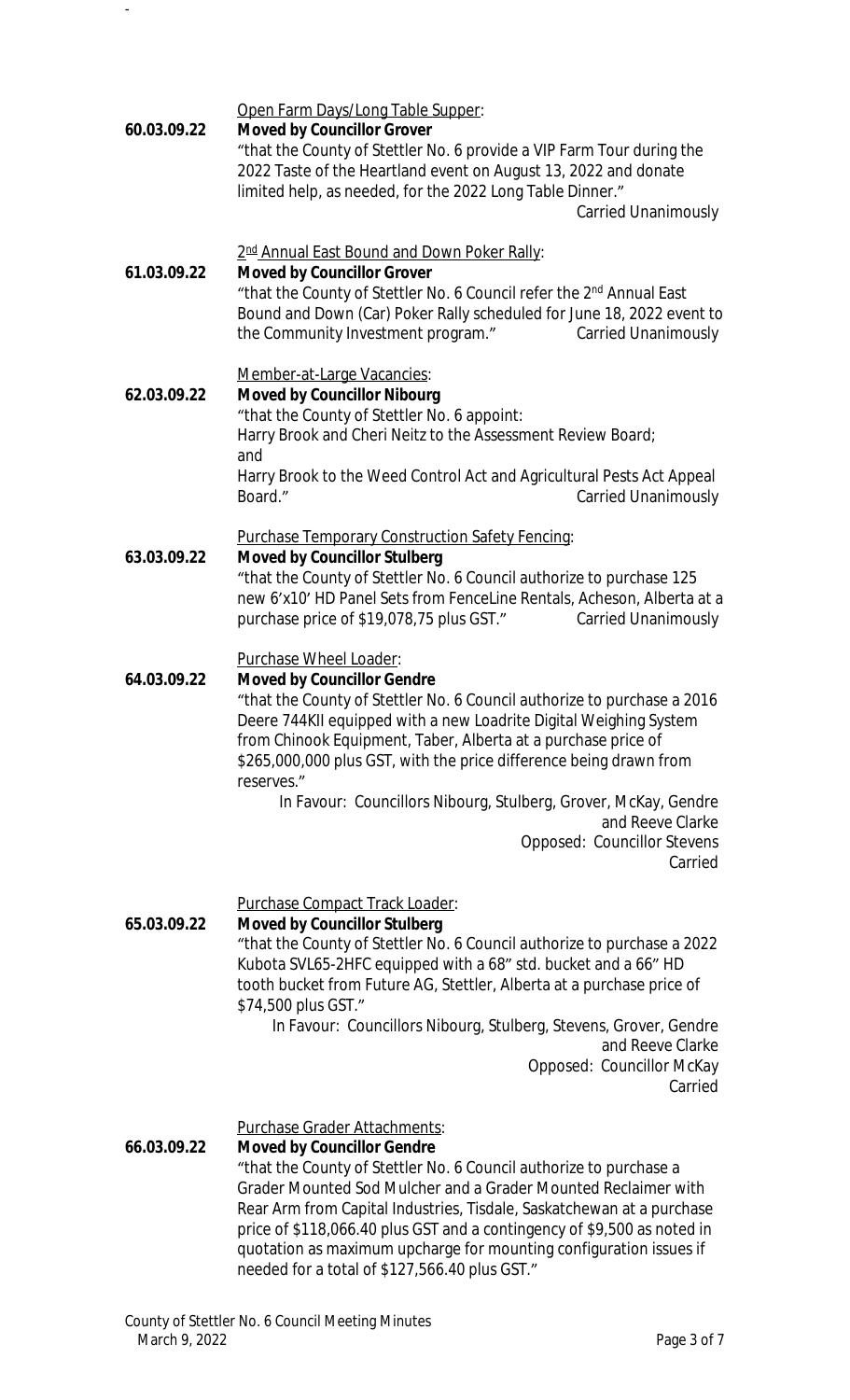Open Farm Days/Long Table Supper:

**60.03.09.22** **Moved by Councillor Grover**
"that the County of Stettler No. 6 provide a VIP Farm Tour during the 2022 Taste of the Heartland event on August 13, 2022 and donate limited help, as needed, for the 2022 Long Table Dinner."
Carried Unanimously

2nd Annual East Bound and Down Poker Rally:

**61.03.09.22** **Moved by Councillor Grover**
"that the County of Stettler No. 6 Council refer the 2nd Annual East Bound and Down (Car) Poker Rally scheduled for June 18, 2022 event to the Community Investment program."
Carried Unanimously

Member-at-Large Vacancies:

**62.03.09.22** **Moved by Councillor Nibourg**
"that the County of Stettler No. 6 appoint:
Harry Brook and Cheri Neitz to the Assessment Review Board;
and
Harry Brook to the Weed Control Act and Agricultural Pests Act Appeal Board."
Carried Unanimously

Purchase Temporary Construction Safety Fencing:

**63.03.09.22** **Moved by Councillor Stulberg**
"that the County of Stettler No. 6 Council authorize to purchase 125 new 6'x10' HD Panel Sets from FenceLine Rentals, Acheson, Alberta at a purchase price of $19,078,75 plus GST."
Carried Unanimously

Purchase Wheel Loader:

**64.03.09.22** **Moved by Councillor Gendre**
"that the County of Stettler No. 6 Council authorize to purchase a 2016 Deere 744KII equipped with a new Loadrite Digital Weighing System from Chinook Equipment, Taber, Alberta at a purchase price of $265,000,000 plus GST, with the price difference being drawn from reserves."
In Favour: Councillors Nibourg, Stulberg, Grover, McKay, Gendre and Reeve Clarke
Opposed: Councillor Stevens
Carried

Purchase Compact Track Loader:

**65.03.09.22** **Moved by Councillor Stulberg**
"that the County of Stettler No. 6 Council authorize to purchase a 2022 Kubota SVL65-2HFC equipped with a 68" std. bucket and a 66" HD tooth bucket from Future AG, Stettler, Alberta at a purchase price of $74,500 plus GST."
In Favour: Councillors Nibourg, Stulberg, Stevens, Grover, Gendre and Reeve Clarke
Opposed: Councillor McKay
Carried

Purchase Grader Attachments:

**66.03.09.22** **Moved by Councillor Gendre**
"that the County of Stettler No. 6 Council authorize to purchase a Grader Mounted Sod Mulcher and a Grader Mounted Reclaimer with Rear Arm from Capital Industries, Tisdale, Saskatchewan at a purchase price of $118,066.40 plus GST and a contingency of $9,500 as noted in quotation as maximum upcharge for mounting configuration issues if needed for a total of $127,566.40 plus GST."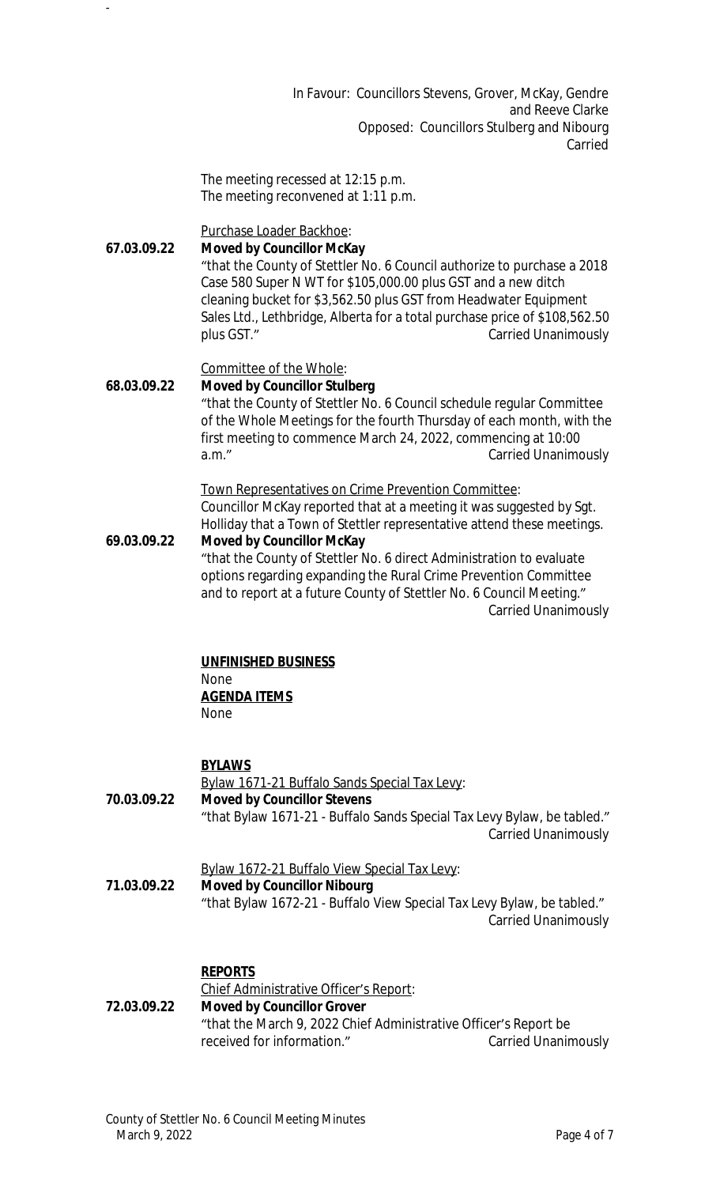In Favour: Councillors Stevens, Grover, McKay, Gendre and Reeve Clarke
Opposed: Councillors Stulberg and Nibourg
Carried

The meeting recessed at 12:15 p.m.
The meeting reconvened at 1:11 p.m.

Purchase Loader Backhoe:

**67.03.09.22** **Moved by Councillor McKay**
"that the County of Stettler No. 6 Council authorize to purchase a 2018 Case 580 Super N WT for $105,000.00 plus GST and a new ditch cleaning bucket for $3,562.50 plus GST from Headwater Equipment Sales Ltd., Lethbridge, Alberta for a total purchase price of $108,562.50 plus GST." Carried Unanimously

Committee of the Whole:

**68.03.09.22** **Moved by Councillor Stulberg**
"that the County of Stettler No. 6 Council schedule regular Committee of the Whole Meetings for the fourth Thursday of each month, with the first meeting to commence March 24, 2022, commencing at 10:00 a.m." Carried Unanimously

Town Representatives on Crime Prevention Committee:
Councillor McKay reported that at a meeting it was suggested by Sgt. Holliday that a Town of Stettler representative attend these meetings.

**69.03.09.22** **Moved by Councillor McKay**
"that the County of Stettler No. 6 direct Administration to evaluate options regarding expanding the Rural Crime Prevention Committee and to report at a future County of Stettler No. 6 Council Meeting." Carried Unanimously

**UNFINISHED BUSINESS**
None

**AGENDA ITEMS**
None

**BYLAWS**

Bylaw 1671-21 Buffalo Sands Special Tax Levy:

**70.03.09.22** **Moved by Councillor Stevens**
"that Bylaw 1671-21 - Buffalo Sands Special Tax Levy Bylaw, be tabled." Carried Unanimously

Bylaw 1672-21 Buffalo View Special Tax Levy:

**71.03.09.22** **Moved by Councillor Nibourg**
"that Bylaw 1672-21 - Buffalo View Special Tax Levy Bylaw, be tabled." Carried Unanimously

**REPORTS**

Chief Administrative Officer's Report:

**72.03.09.22** **Moved by Councillor Grover**
"that the March 9, 2022 Chief Administrative Officer's Report be received for information." Carried Unanimously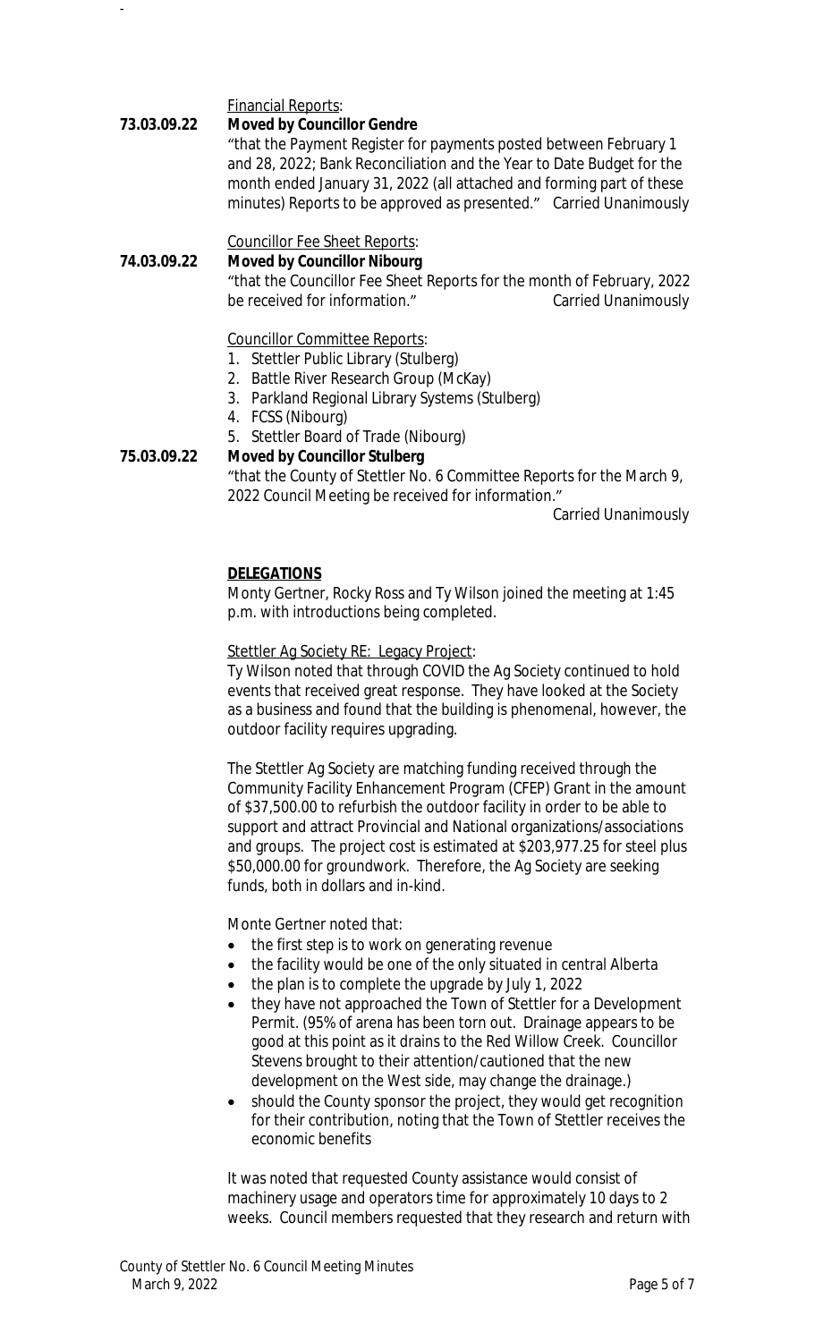Financial Reports:

**73.03.09.22** **Moved by Councillor Gendre**

"that the Payment Register for payments posted between February 1 and 28, 2022; Bank Reconciliation and the Year to Date Budget for the month ended January 31, 2022 (all attached and forming part of these minutes) Reports to be approved as presented." Carried Unanimously

Councillor Fee Sheet Reports:

**74.03.09.22** **Moved by Councillor Nibourg**

"that the Councillor Fee Sheet Reports for the month of February, 2022 be received for information." Carried Unanimously

Councillor Committee Reports:

1. Stettler Public Library (Stulberg)
2. Battle River Research Group (McKay)
3. Parkland Regional Library Systems (Stulberg)
4. FCSS (Nibourg)
5. Stettler Board of Trade (Nibourg)

**75.03.09.22** **Moved by Councillor Stulberg**

"that the County of Stettler No. 6 Committee Reports for the March 9, 2022 Council Meeting be received for information."

Carried Unanimously

**DELEGATIONS**

Monty Gertner, Rocky Ross and Ty Wilson joined the meeting at 1:45 p.m. with introductions being completed.

Stettler Ag Society RE: Legacy Project:

Ty Wilson noted that through COVID the Ag Society continued to hold events that received great response. They have looked at the Society as a business and found that the building is phenomenal, however, the outdoor facility requires upgrading.

The Stettler Ag Society are matching funding received through the Community Facility Enhancement Program (CFEP) Grant in the amount of $37,500.00 to refurbish the outdoor facility in order to be able to support and attract Provincial and National organizations/associations and groups. The project cost is estimated at $203,977.25 for steel plus $50,000.00 for groundwork. Therefore, the Ag Society are seeking funds, both in dollars and in-kind.

Monte Gertner noted that:

- the first step is to work on generating revenue
- the facility would be one of the only situated in central Alberta
- the plan is to complete the upgrade by July 1, 2022
- they have not approached the Town of Stettler for a Development Permit. (95% of arena has been torn out. Drainage appears to be good at this point as it drains to the Red Willow Creek. Councillor Stevens brought to their attention/cautioned that the new development on the West side, may change the drainage.)
- should the County sponsor the project, they would get recognition for their contribution, noting that the Town of Stettler receives the economic benefits

It was noted that requested County assistance would consist of machinery usage and operators time for approximately 10 days to 2 weeks. Council members requested that they research and return with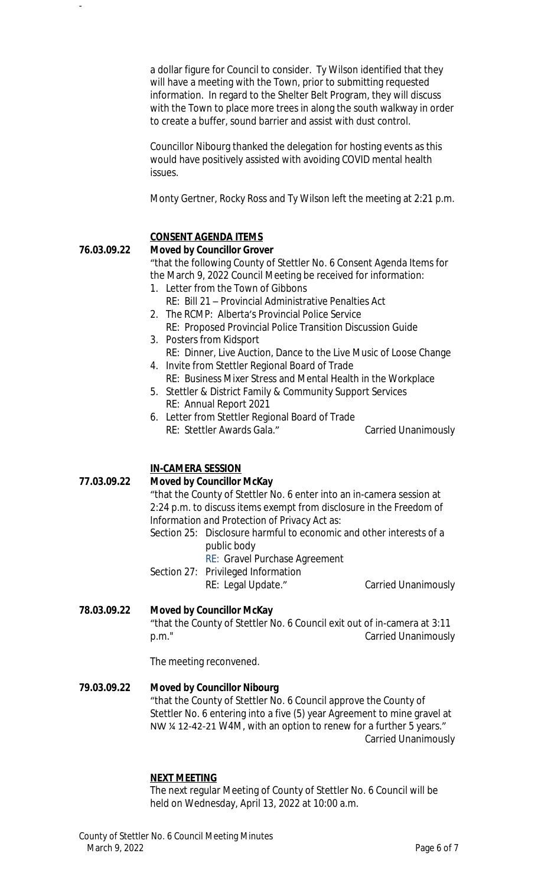a dollar figure for Council to consider. Ty Wilson identified that they will have a meeting with the Town, prior to submitting requested information. In regard to the Shelter Belt Program, they will discuss with the Town to place more trees in along the south walkway in order to create a buffer, sound barrier and assist with dust control.

Councillor Nibourg thanked the delegation for hosting events as this would have positively assisted with avoiding COVID mental health issues.

Monty Gertner, Rocky Ross and Ty Wilson left the meeting at 2:21 p.m.

**CONSENT AGENDA ITEMS**

**76.03.09.22 Moved by Councillor Grover**

"that the following County of Stettler No. 6 Consent Agenda Items for the March 9, 2022 Council Meeting be received for information:

1. Letter from the Town of Gibbons
   RE: Bill 21 – Provincial Administrative Penalties Act
2. The RCMP: Alberta's Provincial Police Service
   RE: Proposed Provincial Police Transition Discussion Guide
3. Posters from Kidsport
   RE: Dinner, Live Auction, Dance to the Live Music of Loose Change
4. Invite from Stettler Regional Board of Trade
   RE: Business Mixer Stress and Mental Health in the Workplace
5. Stettler & District Family & Community Support Services
   RE: Annual Report 2021
6. Letter from Stettler Regional Board of Trade
   RE: Stettler Awards Gala." Carried Unanimously

**IN-CAMERA SESSION**

**77.03.09.22 Moved by Councillor McKay**

"that the County of Stettler No. 6 enter into an in-camera session at 2:24 p.m. to discuss items exempt from disclosure in the Freedom of Information and Protection of Privacy Act as:

Section 25: Disclosure harmful to economic and other interests of a public body
RE: Gravel Purchase Agreement

Section 27: Privileged Information
RE: Legal Update." Carried Unanimously

**78.03.09.22 Moved by Councillor McKay**

"that the County of Stettler No. 6 Council exit out of in-camera at 3:11 p.m." Carried Unanimously

The meeting reconvened.

**79.03.09.22 Moved by Councillor Nibourg**

"that the County of Stettler No. 6 Council approve the County of Stettler No. 6 entering into a five (5) year Agreement to mine gravel at NW ¼ 12-42-21 W4M, with an option to renew for a further 5 years." Carried Unanimously

**NEXT MEETING**

The next regular Meeting of County of Stettler No. 6 Council will be held on Wednesday, April 13, 2022 at 10:00 a.m.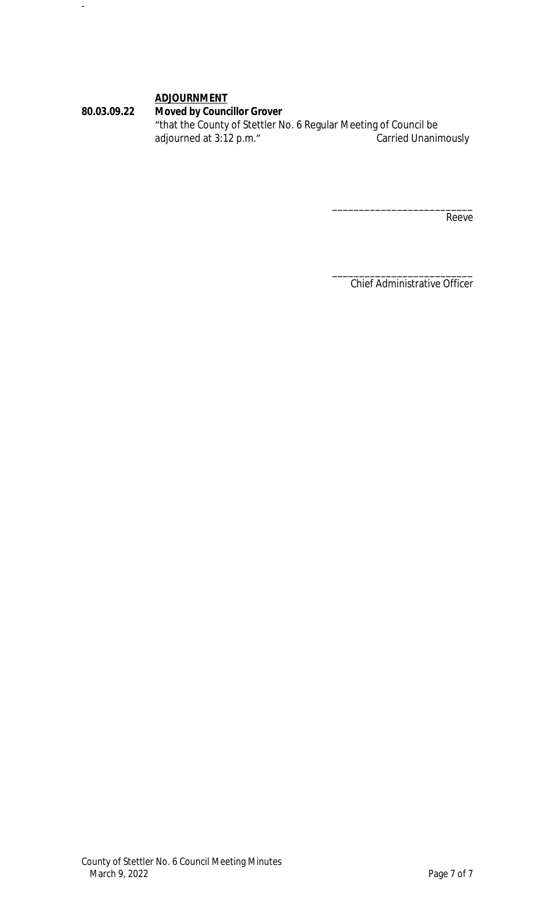-

**ADJOURNMENT**

**80.03.09.22** **Moved by Councillor Grover**

"that the County of Stettler No. 6 Regular Meeting of Council be adjourned at 3:12 p.m." Carried Unanimously

_________________________
Reeve

_________________________
Chief Administrative Officer